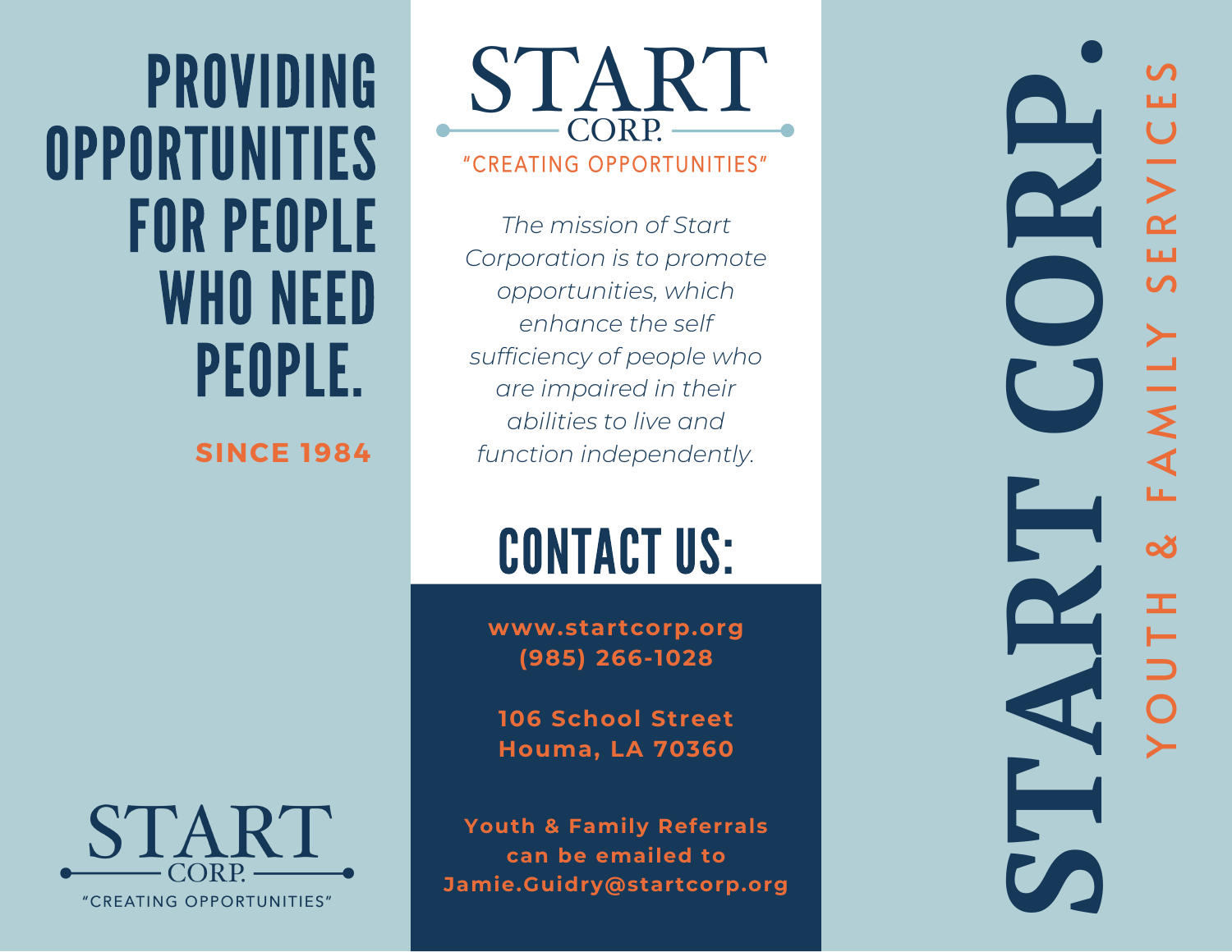# PROVIDING OPPORTUNITIES FOR PEOPLE WHO NEED PEOPLE.

**SINCE 1984**

START CORP.
"CREATING OPPORTUNITIES"

# START CORP.

"CREATING OPPORTUNITIES"

*The mission of Start Corporation is to promote opportunities, which enhance the self sufficiency of people who are impaired in their abilities to live and function independently.*

## CONTACT US:

**www.startcorp.org**
**(985) 266-1028**

**106 School Street**
**Houma, LA 70360**

**Youth & Family Referrals can be emailed to Jamie.Guidry@startcorp.org**

# START CORP.

YOUTH & FAMILY SERVICES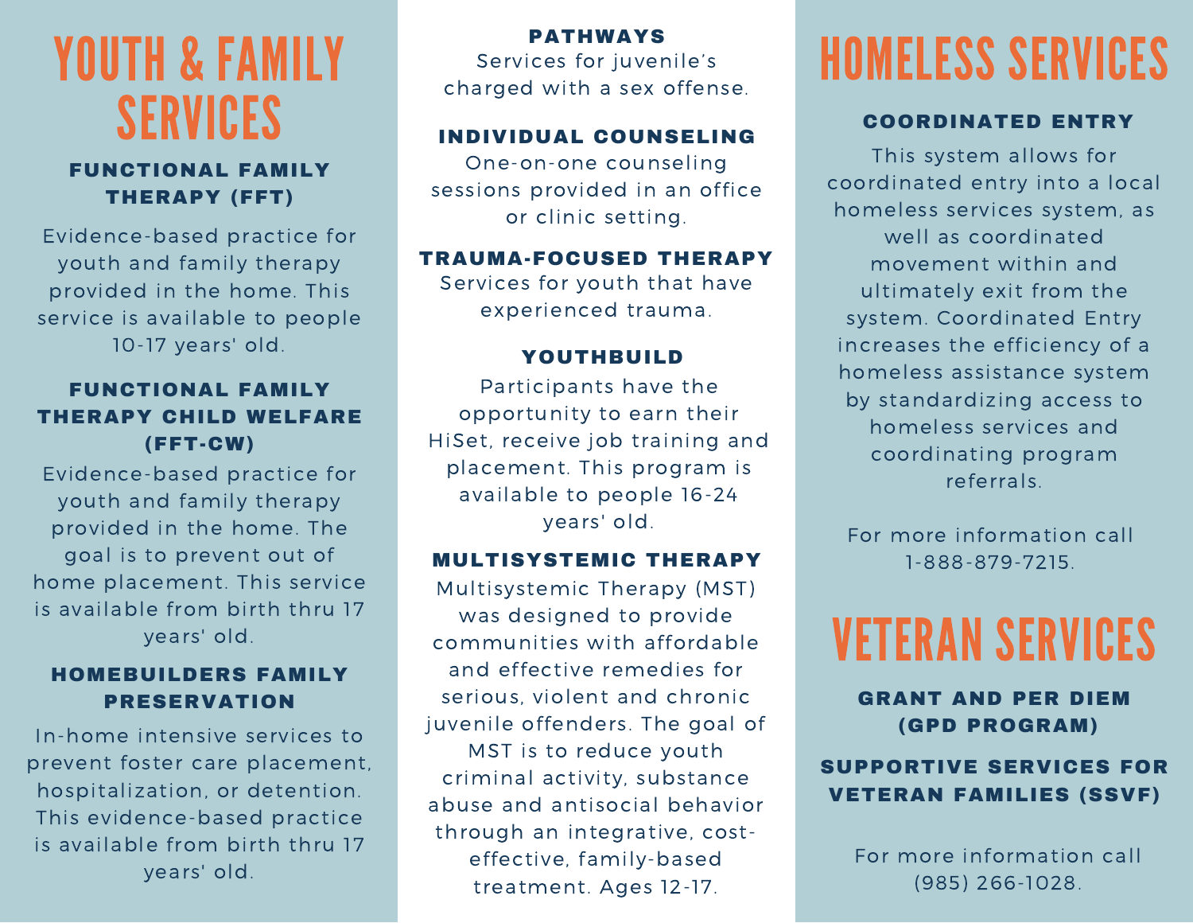# YOUTH & FAMILY SERVICES

### FUNCTIONAL FAMILY THERAPY (FFT)

Evidence-based practice for youth and family therapy provided in the home. This service is available to people 10-17 years' old.

### FUNCTIONAL FAMILY THERAPY CHILD WELFARE (FFT-CW)

Evidence-based practice for youth and family therapy provided in the home. The goal is to prevent out of home placement. This service is available from birth thru 17 years' old.

### HOMEBUILDERS FAMILY PRESERVATION

In-home intensive services to prevent foster care placement, hospitalization, or detention. This evidence-based practice is available from birth thru 17 years' old.

### PATHWAYS

Services for juvenile's charged with a sex offense.

### INDIVIDUAL COUNSELING

One-on-one counseling sessions provided in an office or clinic setting.

### TRAUMA-FOCUSED THERAPY

Services for youth that have experienced trauma.

### YOUTHBUILD

Participants have the opportunity to earn their HiSet, receive job training and placement. This program is available to people 16-24 years' old.

### MULTISYSTEMIC THERAPY

Multisystemic Therapy (MST) was designed to provide communities with affordable and effective remedies for serious, violent and chronic juvenile offenders. The goal of MST is to reduce youth criminal activity, substance abuse and antisocial behavior through an integrative, cost-effective, family-based treatment. Ages 12-17.

# HOMELESS SERVICES

### COORDINATED ENTRY

This system allows for coordinated entry into a local homeless services system, as well as coordinated movement within and ultimately exit from the system. Coordinated Entry increases the efficiency of a homeless assistance system by standardizing access to homeless services and coordinating program referrals.

For more information call 1-888-879-7215.

# VETERAN SERVICES

### GRANT AND PER DIEM (GPD PROGRAM)

### SUPPORTIVE SERVICES FOR VETERAN FAMILIES (SSVF)

For more information call (985) 266-1028.